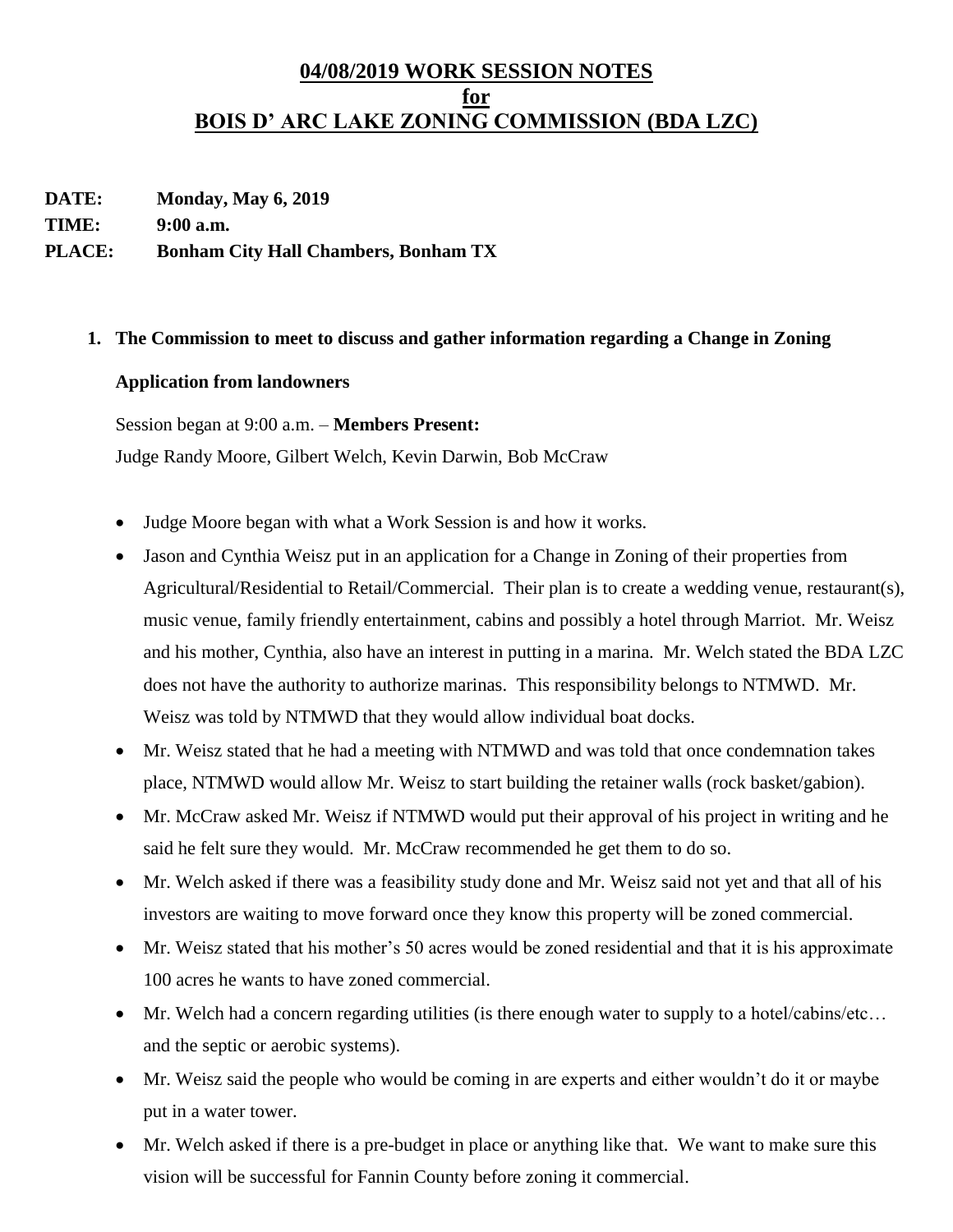# 04/08/2019 WORK SESSION NOTES
# for
# BOIS D' ARC LAKE ZONING COMMISSION (BDA LZC)

**DATE:** **Monday, May 6, 2019**

**TIME:** **9:00 a.m.**

**PLACE:** **Bonham City Hall Chambers, Bonham TX**

1. **The Commission to meet to discuss and gather information regarding a Change in Zoning Application from landowners**

   Session began at 9:00 a.m. – **Members Present:**
   Judge Randy Moore, Gilbert Welch, Kevin Darwin, Bob McCraw

   - Judge Moore began with what a Work Session is and how it works.
   - Jason and Cynthia Weisz put in an application for a Change in Zoning of their properties from Agricultural/Residential to Retail/Commercial. Their plan is to create a wedding venue, restaurant(s), music venue, family friendly entertainment, cabins and possibly a hotel through Marriot. Mr. Weisz and his mother, Cynthia, also have an interest in putting in a marina. Mr. Welch stated the BDA LZC does not have the authority to authorize marinas. This responsibility belongs to NTMWD. Mr. Weisz was told by NTMWD that they would allow individual boat docks.
   - Mr. Weisz stated that he had a meeting with NTMWD and was told that once condemnation takes place, NTMWD would allow Mr. Weisz to start building the retainer walls (rock basket/gabion).
   - Mr. McCraw asked Mr. Weisz if NTMWD would put their approval of his project in writing and he said he felt sure they would. Mr. McCraw recommended he get them to do so.
   - Mr. Welch asked if there was a feasibility study done and Mr. Weisz said not yet and that all of his investors are waiting to move forward once they know this property will be zoned commercial.
   - Mr. Weisz stated that his mother's 50 acres would be zoned residential and that it is his approximate 100 acres he wants to have zoned commercial.
   - Mr. Welch had a concern regarding utilities (is there enough water to supply to a hotel/cabins/etc… and the septic or aerobic systems).
   - Mr. Weisz said the people who would be coming in are experts and either wouldn't do it or maybe put in a water tower.
   - Mr. Welch asked if there is a pre-budget in place or anything like that. We want to make sure this vision will be successful for Fannin County before zoning it commercial.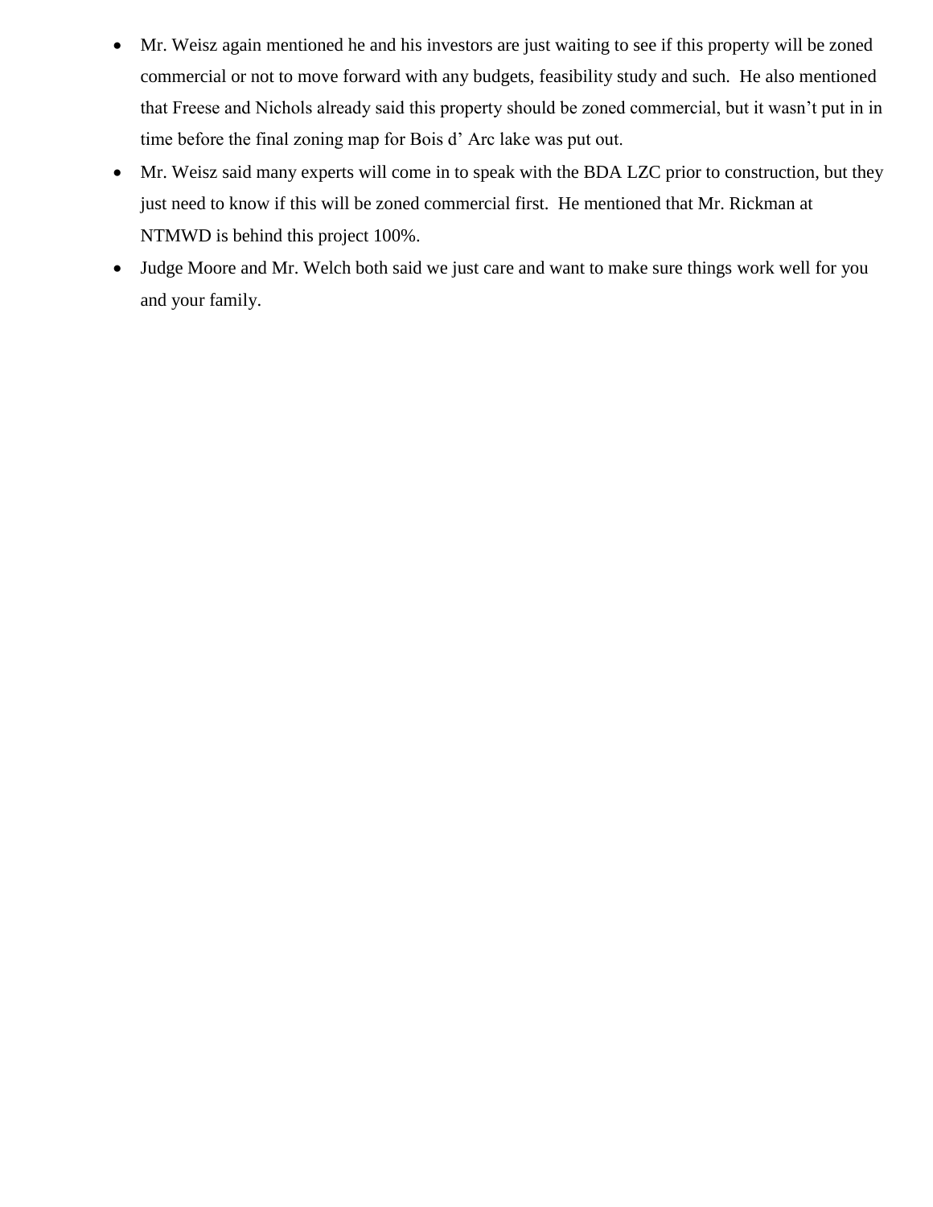- Mr. Weisz again mentioned he and his investors are just waiting to see if this property will be zoned commercial or not to move forward with any budgets, feasibility study and such. He also mentioned that Freese and Nichols already said this property should be zoned commercial, but it wasn't put in in time before the final zoning map for Bois d' Arc lake was put out.
- Mr. Weisz said many experts will come in to speak with the BDA LZC prior to construction, but they just need to know if this will be zoned commercial first. He mentioned that Mr. Rickman at NTMWD is behind this project 100%.
- Judge Moore and Mr. Welch both said we just care and want to make sure things work well for you and your family.